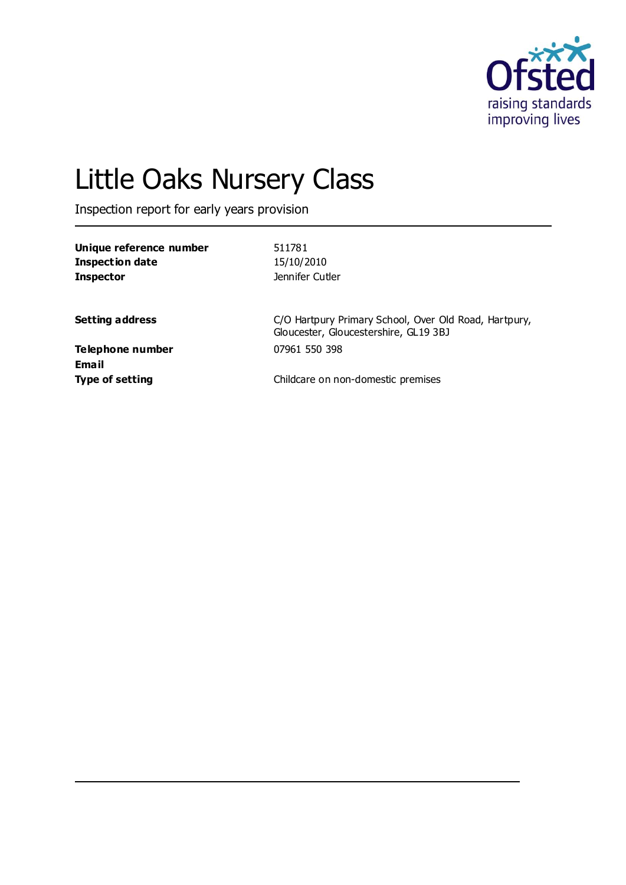# Little Oaks Nursery Class

Inspection report for early years provision

| | |
|---|---|
| **Unique reference number** | 511781 |
| **Inspection date** | 15/10/2010 |
| **Inspector** | Jennifer Cutler |
| | |
| **Setting address** | C/O Hartpury Primary School, Over Old Road, Hartpury, Gloucester, Gloucestershire, GL19 3BJ |
| **Telephone number** | 07961 550 398 |
| **Email** | |
| **Type of setting** | Childcare on non-domestic premises |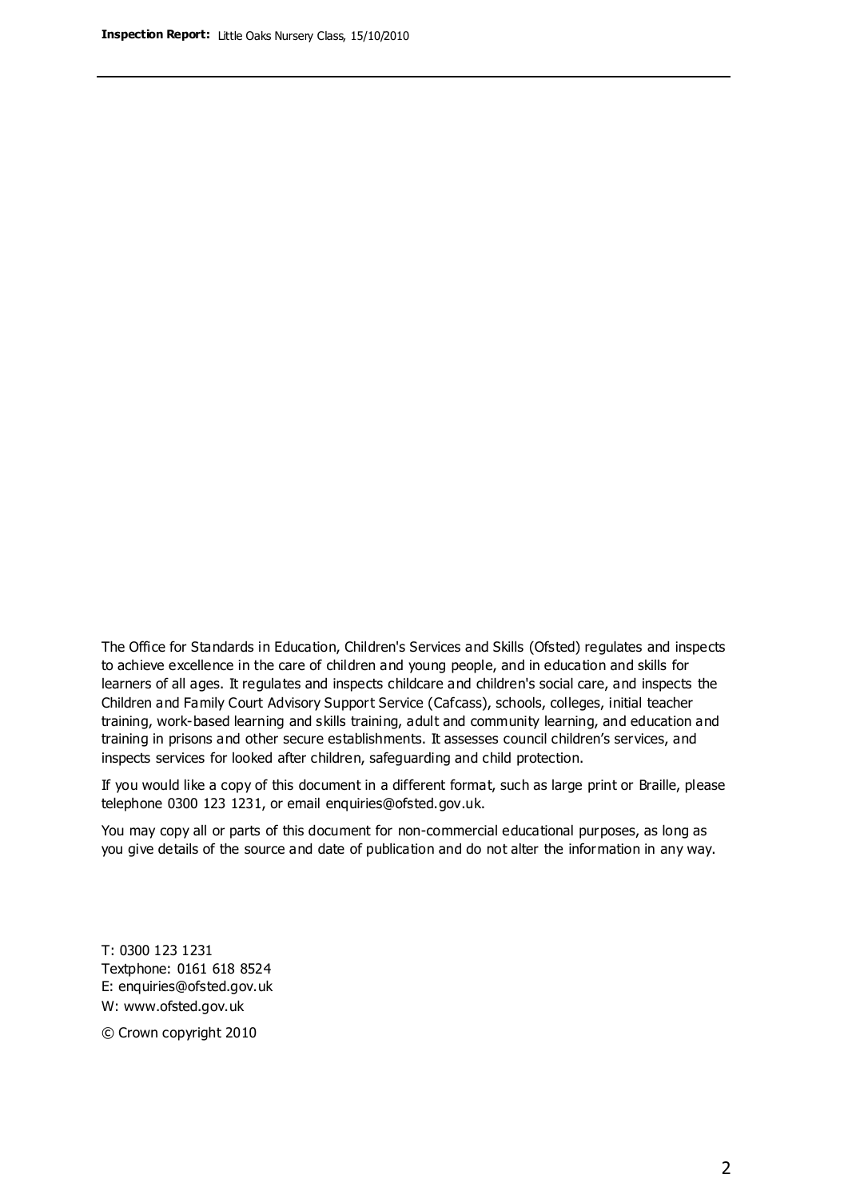The Office for Standards in Education, Children's Services and Skills (Ofsted) regulates and inspects to achieve excellence in the care of children and young people, and in education and skills for learners of all ages. It regulates and inspects childcare and children's social care, and inspects the Children and Family Court Advisory Support Service (Cafcass), schools, colleges, initial teacher training, work-based learning and skills training, adult and community learning, and education and training in prisons and other secure establishments. It assesses council children's services, and inspects services for looked after children, safeguarding and child protection.

If you would like a copy of this document in a different format, such as large print or Braille, please telephone 0300 123 1231, or email enquiries@ofsted.gov.uk.

You may copy all or parts of this document for non-commercial educational purposes, as long as you give details of the source and date of publication and do not alter the information in any way.

T: 0300 123 1231
Textphone: 0161 618 8524
E: enquiries@ofsted.gov.uk
W: www.ofsted.gov.uk

© Crown copyright 2010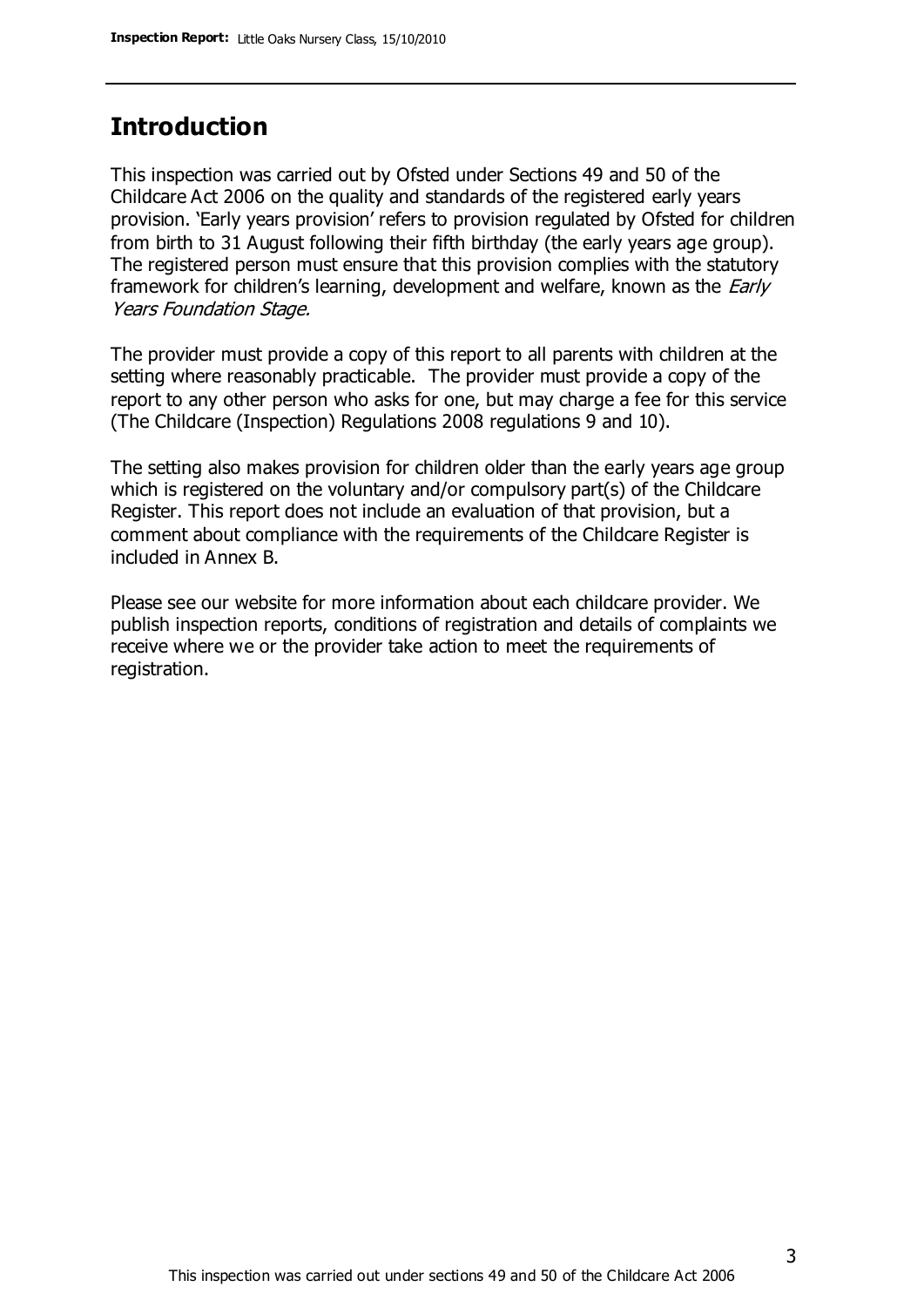## Introduction

This inspection was carried out by Ofsted under Sections 49 and 50 of the Childcare Act 2006 on the quality and standards of the registered early years provision. 'Early years provision' refers to provision regulated by Ofsted for children from birth to 31 August following their fifth birthday (the early years age group). The registered person must ensure that this provision complies with the statutory framework for children's learning, development and welfare, known as the *Early Years Foundation Stage.*

The provider must provide a copy of this report to all parents with children at the setting where reasonably practicable. The provider must provide a copy of the report to any other person who asks for one, but may charge a fee for this service (The Childcare (Inspection) Regulations 2008 regulations 9 and 10).

The setting also makes provision for children older than the early years age group which is registered on the voluntary and/or compulsory part(s) of the Childcare Register. This report does not include an evaluation of that provision, but a comment about compliance with the requirements of the Childcare Register is included in Annex B.

Please see our website for more information about each childcare provider. We publish inspection reports, conditions of registration and details of complaints we receive where we or the provider take action to meet the requirements of registration.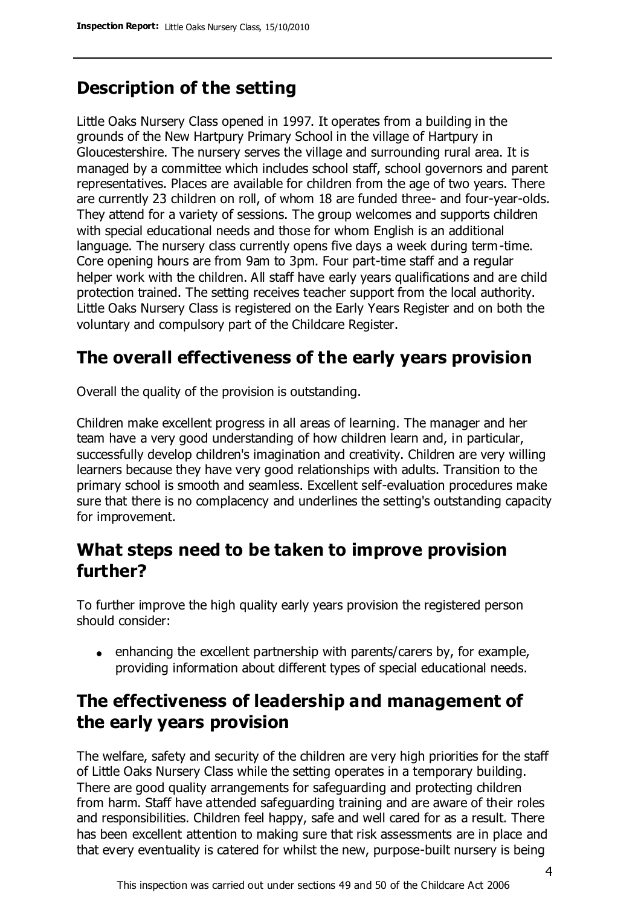## Description of the setting

Little Oaks Nursery Class opened in 1997. It operates from a building in the grounds of the New Hartpury Primary School in the village of Hartpury in Gloucestershire. The nursery serves the village and surrounding rural area. It is managed by a committee which includes school staff, school governors and parent representatives. Places are available for children from the age of two years. There are currently 23 children on roll, of whom 18 are funded three- and four-year-olds. They attend for a variety of sessions. The group welcomes and supports children with special educational needs and those for whom English is an additional language. The nursery class currently opens five days a week during term-time. Core opening hours are from 9am to 3pm. Four part-time staff and a regular helper work with the children. All staff have early years qualifications and are child protection trained. The setting receives teacher support from the local authority. Little Oaks Nursery Class is registered on the Early Years Register and on both the voluntary and compulsory part of the Childcare Register.

## The overall effectiveness of the early years provision

Overall the quality of the provision is outstanding.

Children make excellent progress in all areas of learning. The manager and her team have a very good understanding of how children learn and, in particular, successfully develop children's imagination and creativity. Children are very willing learners because they have very good relationships with adults. Transition to the primary school is smooth and seamless. Excellent self-evaluation procedures make sure that there is no complacency and underlines the setting's outstanding capacity for improvement.

## What steps need to be taken to improve provision further?

To further improve the high quality early years provision the registered person should consider:

- enhancing the excellent partnership with parents/carers by, for example, providing information about different types of special educational needs.

## The effectiveness of leadership and management of the early years provision

The welfare, safety and security of the children are very high priorities for the staff of Little Oaks Nursery Class while the setting operates in a temporary building. There are good quality arrangements for safeguarding and protecting children from harm. Staff have attended safeguarding training and are aware of their roles and responsibilities. Children feel happy, safe and well cared for as a result. There has been excellent attention to making sure that risk assessments are in place and that every eventuality is catered for whilst the new, purpose-built nursery is being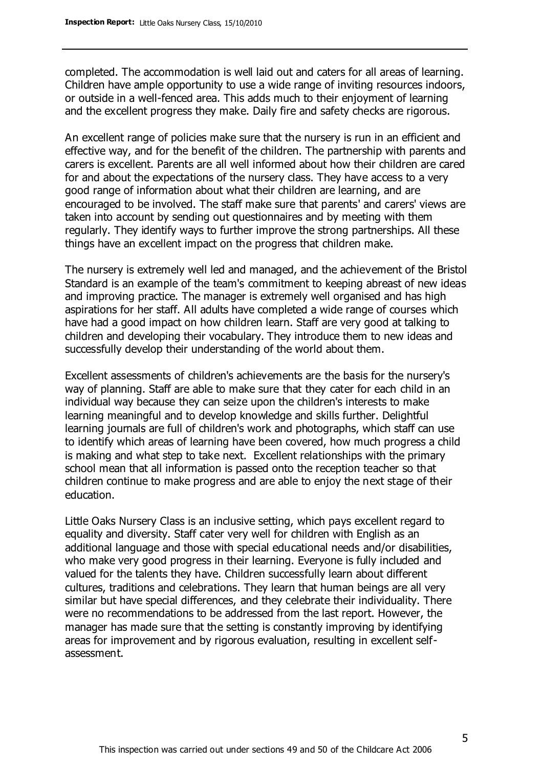completed. The accommodation is well laid out and caters for all areas of learning. Children have ample opportunity to use a wide range of inviting resources indoors, or outside in a well-fenced area. This adds much to their enjoyment of learning and the excellent progress they make. Daily fire and safety checks are rigorous.

An excellent range of policies make sure that the nursery is run in an efficient and effective way, and for the benefit of the children. The partnership with parents and carers is excellent. Parents are all well informed about how their children are cared for and about the expectations of the nursery class. They have access to a very good range of information about what their children are learning, and are encouraged to be involved. The staff make sure that parents' and carers' views are taken into account by sending out questionnaires and by meeting with them regularly. They identify ways to further improve the strong partnerships. All these things have an excellent impact on the progress that children make.

The nursery is extremely well led and managed, and the achievement of the Bristol Standard is an example of the team's commitment to keeping abreast of new ideas and improving practice. The manager is extremely well organised and has high aspirations for her staff. All adults have completed a wide range of courses which have had a good impact on how children learn. Staff are very good at talking to children and developing their vocabulary. They introduce them to new ideas and successfully develop their understanding of the world about them.

Excellent assessments of children's achievements are the basis for the nursery's way of planning. Staff are able to make sure that they cater for each child in an individual way because they can seize upon the children's interests to make learning meaningful and to develop knowledge and skills further. Delightful learning journals are full of children's work and photographs, which staff can use to identify which areas of learning have been covered, how much progress a child is making and what step to take next. Excellent relationships with the primary school mean that all information is passed onto the reception teacher so that children continue to make progress and are able to enjoy the next stage of their education.

Little Oaks Nursery Class is an inclusive setting, which pays excellent regard to equality and diversity. Staff cater very well for children with English as an additional language and those with special educational needs and/or disabilities, who make very good progress in their learning. Everyone is fully included and valued for the talents they have. Children successfully learn about different cultures, traditions and celebrations. They learn that human beings are all very similar but have special differences, and they celebrate their individuality. There were no recommendations to be addressed from the last report. However, the manager has made sure that the setting is constantly improving by identifying areas for improvement and by rigorous evaluation, resulting in excellent self-assessment.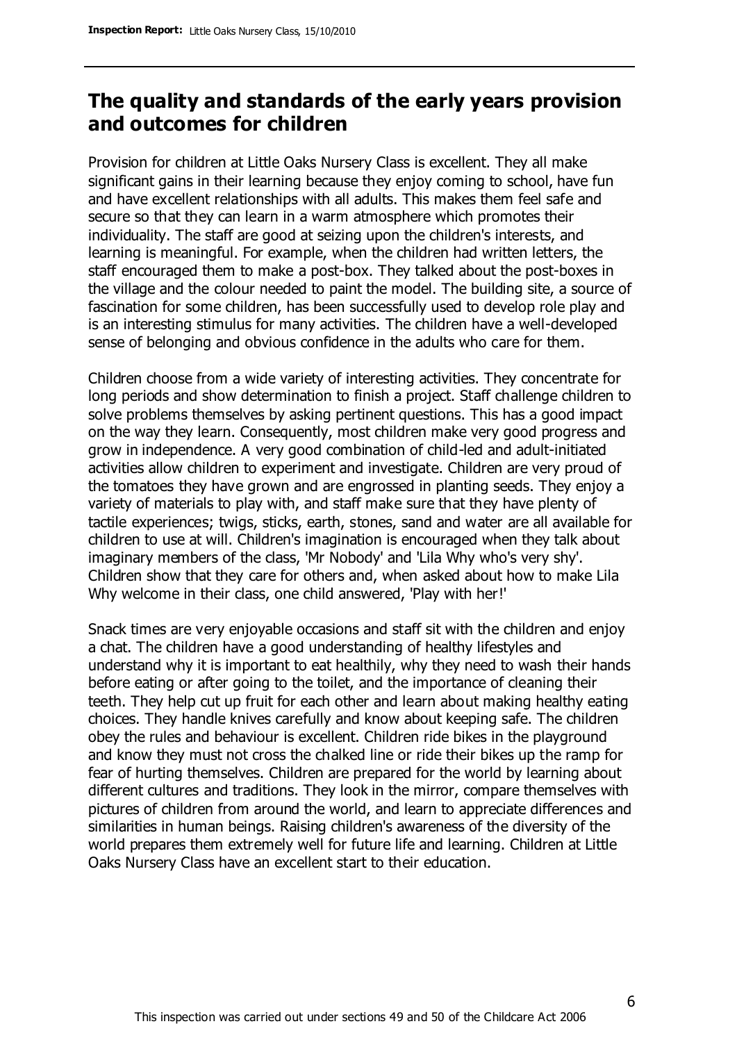## The quality and standards of the early years provision and outcomes for children

Provision for children at Little Oaks Nursery Class is excellent. They all make significant gains in their learning because they enjoy coming to school, have fun and have excellent relationships with all adults. This makes them feel safe and secure so that they can learn in a warm atmosphere which promotes their individuality. The staff are good at seizing upon the children's interests, and learning is meaningful. For example, when the children had written letters, the staff encouraged them to make a post-box. They talked about the post-boxes in the village and the colour needed to paint the model. The building site, a source of fascination for some children, has been successfully used to develop role play and is an interesting stimulus for many activities. The children have a well-developed sense of belonging and obvious confidence in the adults who care for them.

Children choose from a wide variety of interesting activities. They concentrate for long periods and show determination to finish a project. Staff challenge children to solve problems themselves by asking pertinent questions. This has a good impact on the way they learn. Consequently, most children make very good progress and grow in independence. A very good combination of child-led and adult-initiated activities allow children to experiment and investigate. Children are very proud of the tomatoes they have grown and are engrossed in planting seeds. They enjoy a variety of materials to play with, and staff make sure that they have plenty of tactile experiences; twigs, sticks, earth, stones, sand and water are all available for children to use at will. Children's imagination is encouraged when they talk about imaginary members of the class, 'Mr Nobody' and 'Lila Why who's very shy'. Children show that they care for others and, when asked about how to make Lila Why welcome in their class, one child answered, 'Play with her!'

Snack times are very enjoyable occasions and staff sit with the children and enjoy a chat. The children have a good understanding of healthy lifestyles and understand why it is important to eat healthily, why they need to wash their hands before eating or after going to the toilet, and the importance of cleaning their teeth. They help cut up fruit for each other and learn about making healthy eating choices. They handle knives carefully and know about keeping safe. The children obey the rules and behaviour is excellent. Children ride bikes in the playground and know they must not cross the chalked line or ride their bikes up the ramp for fear of hurting themselves. Children are prepared for the world by learning about different cultures and traditions. They look in the mirror, compare themselves with pictures of children from around the world, and learn to appreciate differences and similarities in human beings. Raising children's awareness of the diversity of the world prepares them extremely well for future life and learning. Children at Little Oaks Nursery Class have an excellent start to their education.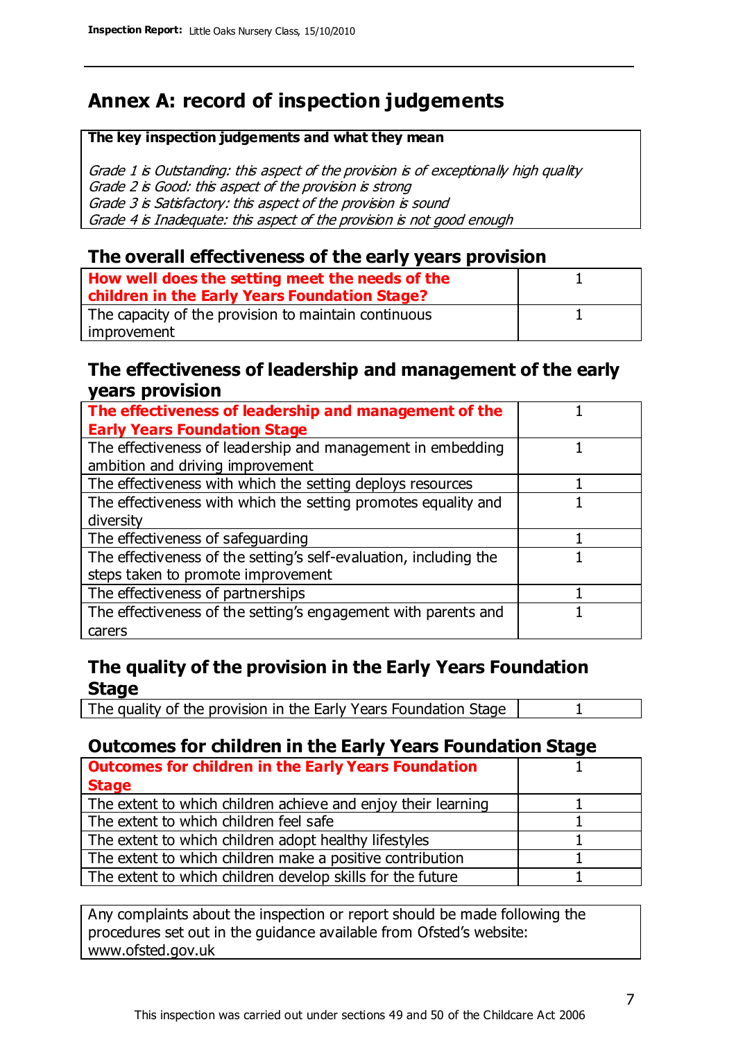# Annex A: record of inspection judgements

| The key inspection judgements and what they mean |
|---|
| *Grade 1 is Outstanding: this aspect of the provision is of exceptionally high quality*<br>*Grade 2 is Good: this aspect of the provision is strong*<br>*Grade 3 is Satisfactory: this aspect of the provision is sound*<br>*Grade 4 is Inadequate: this aspect of the provision is not good enough* |

## The overall effectiveness of the early years provision

| | |
|---|---|
| **How well does the setting meet the needs of the children in the Early Years Foundation Stage?** | 1 |
| The capacity of the provision to maintain continuous improvement | 1 |

## The effectiveness of leadership and management of the early years provision

| | |
|---|---|
| **The effectiveness of leadership and management of the Early Years Foundation Stage** | 1 |
| The effectiveness of leadership and management in embedding ambition and driving improvement | 1 |
| The effectiveness with which the setting deploys resources | 1 |
| The effectiveness with which the setting promotes equality and diversity | 1 |
| The effectiveness of safeguarding | 1 |
| The effectiveness of the setting's self-evaluation, including the steps taken to promote improvement | 1 |
| The effectiveness of partnerships | 1 |
| The effectiveness of the setting's engagement with parents and carers | 1 |

## The quality of the provision in the Early Years Foundation Stage

| | |
|---|---|
| The quality of the provision in the Early Years Foundation Stage | 1 |

## Outcomes for children in the Early Years Foundation Stage

| | |
|---|---|
| **Outcomes for children in the Early Years Foundation Stage** | 1 |
| The extent to which children achieve and enjoy their learning | 1 |
| The extent to which children feel safe | 1 |
| The extent to which children adopt healthy lifestyles | 1 |
| The extent to which children make a positive contribution | 1 |
| The extent to which children develop skills for the future | 1 |

Any complaints about the inspection or report should be made following the procedures set out in the guidance available from Ofsted's website: www.ofsted.gov.uk

This inspection was carried out under sections 49 and 50 of the Childcare Act 2006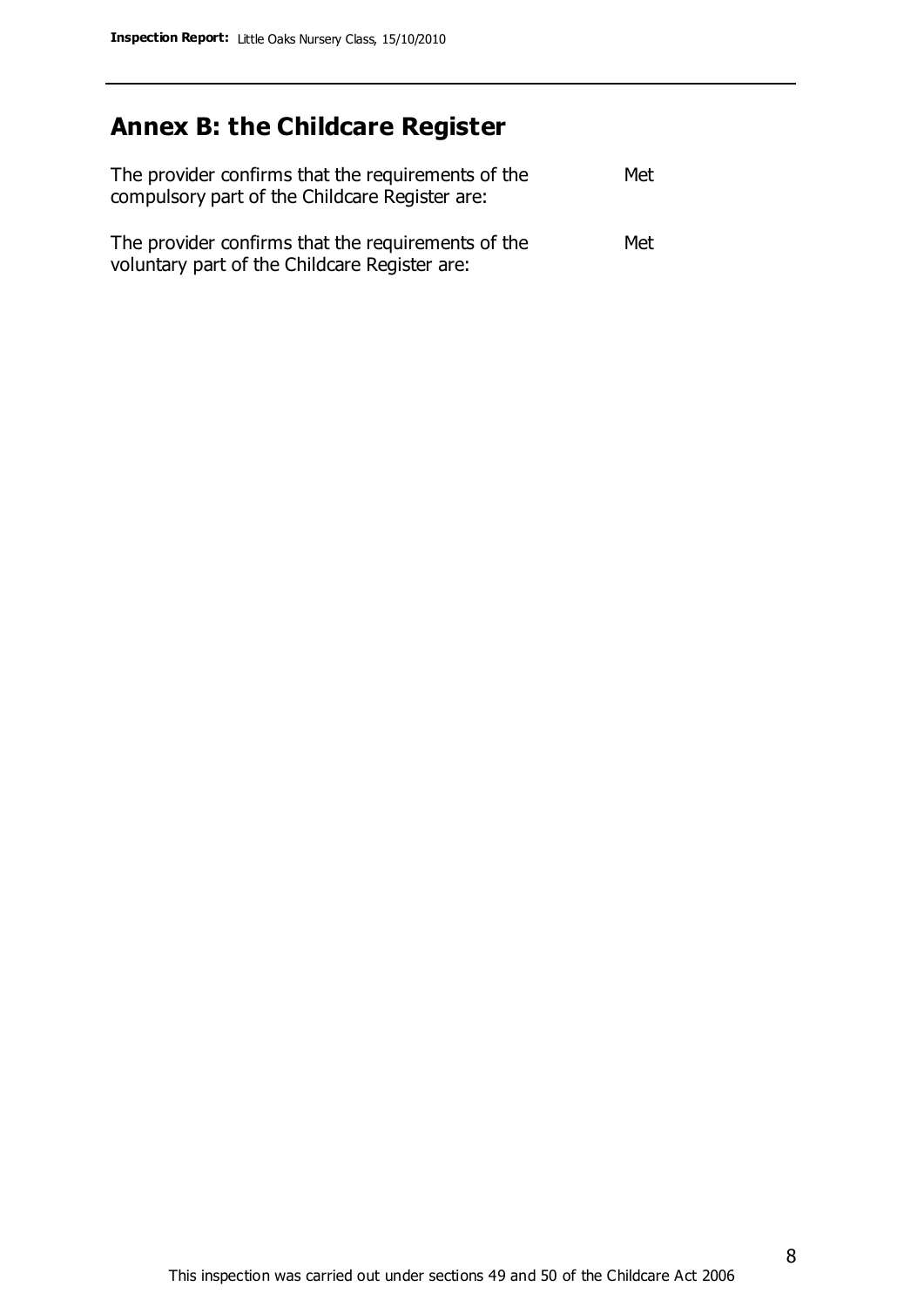## Annex B: the Childcare Register

| | |
|---|---|
| The provider confirms that the requirements of the compulsory part of the Childcare Register are: | Met |
| The provider confirms that the requirements of the voluntary part of the Childcare Register are: | Met |

This inspection was carried out under sections 49 and 50 of the Childcare Act 2006